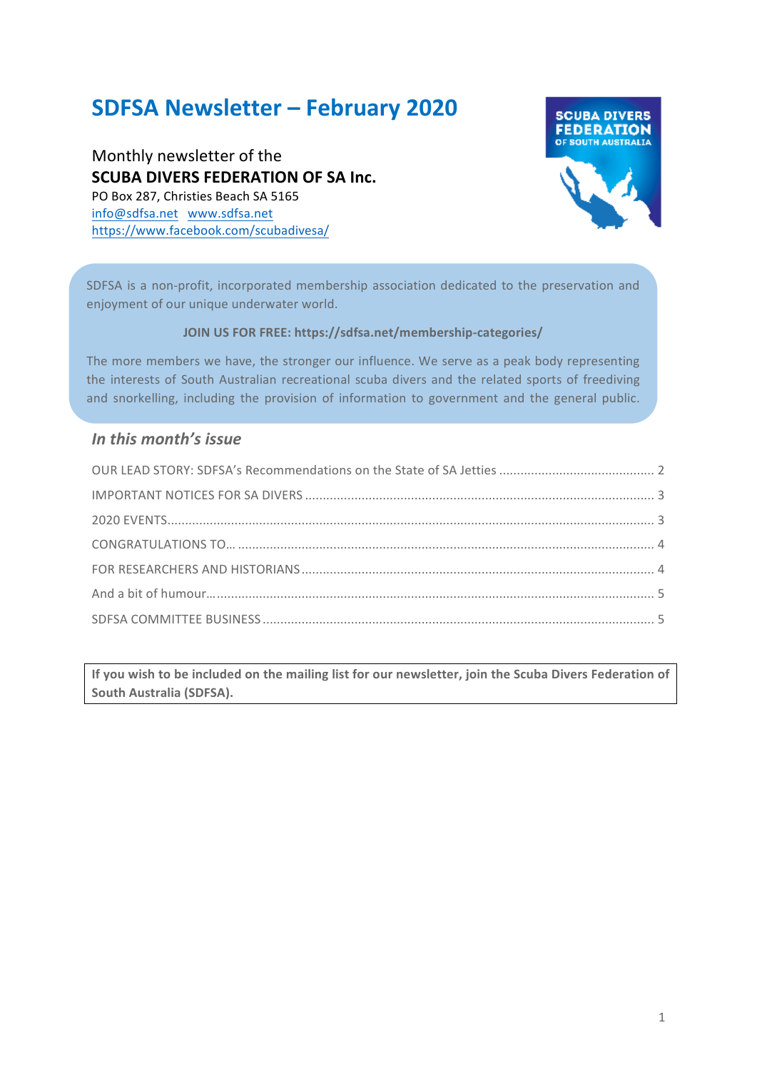# SDFSA Newsletter – February 2020

Monthly newsletter of the
**SCUBA DIVERS FEDERATION OF SA Inc.**
PO Box 287, Christies Beach SA 5165
info@sdfsa.net www.sdfsa.net
https://www.facebook.com/scubadivesa/

SDFSA is a non-profit, incorporated membership association dedicated to the preservation and enjoyment of our unique underwater world.

**JOIN US FOR FREE: https://sdfsa.net/membership-categories/**

The more members we have, the stronger our influence. We serve as a peak body representing the interests of South Australian recreational scuba divers and the related sports of freediving and snorkelling, including the provision of information to government and the general public.

## *In this month's issue*

OUR LEAD STORY: SDFSA's Recommendations on the State of SA Jetties ........ 2
IMPORTANT NOTICES FOR SA DIVERS ........ 3
2020 EVENTS ........ 3
CONGRATULATIONS TO… ........ 4
FOR RESEARCHERS AND HISTORIANS ........ 4
And a bit of humour… ........ 5
SDFSA COMMITTEE BUSINESS ........ 5

**If you wish to be included on the mailing list for our newsletter, join the Scuba Divers Federation of South Australia (SDFSA).**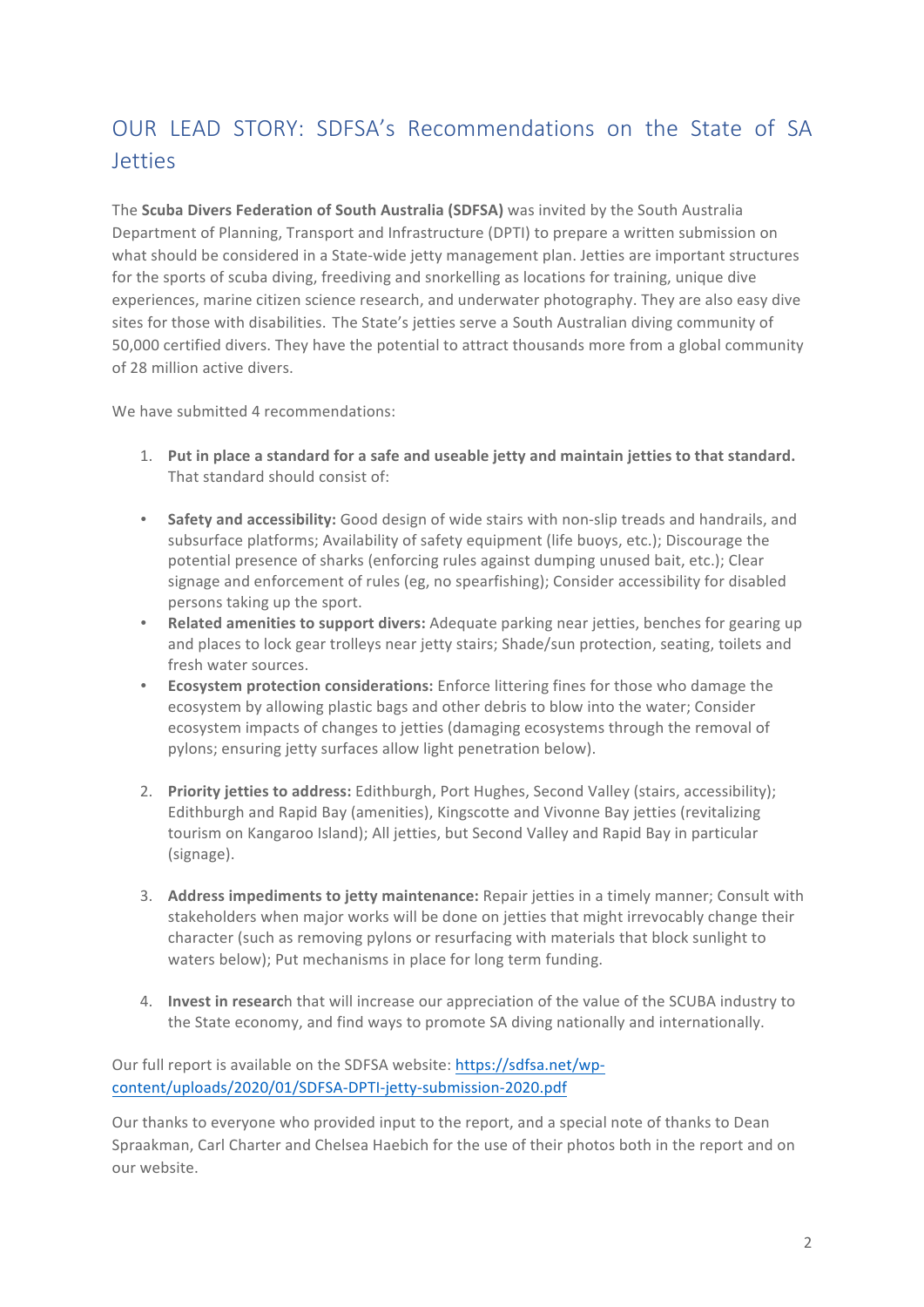## OUR LEAD STORY: SDFSA's Recommendations on the State of SA Jetties

The **Scuba Divers Federation of South Australia (SDFSA)** was invited by the South Australia Department of Planning, Transport and Infrastructure (DPTI) to prepare a written submission on what should be considered in a State-wide jetty management plan. Jetties are important structures for the sports of scuba diving, freediving and snorkelling as locations for training, unique dive experiences, marine citizen science research, and underwater photography. They are also easy dive sites for those with disabilities. The State's jetties serve a South Australian diving community of 50,000 certified divers. They have the potential to attract thousands more from a global community of 28 million active divers.

We have submitted 4 recommendations:

1. **Put in place a standard for a safe and useable jetty and maintain jetties to that standard.** That standard should consist of:

   - **Safety and accessibility:** Good design of wide stairs with non-slip treads and handrails, and subsurface platforms; Availability of safety equipment (life buoys, etc.); Discourage the potential presence of sharks (enforcing rules against dumping unused bait, etc.); Clear signage and enforcement of rules (eg, no spearfishing); Consider accessibility for disabled persons taking up the sport.
   - **Related amenities to support divers:** Adequate parking near jetties, benches for gearing up and places to lock gear trolleys near jetty stairs; Shade/sun protection, seating, toilets and fresh water sources.
   - **Ecosystem protection considerations:** Enforce littering fines for those who damage the ecosystem by allowing plastic bags and other debris to blow into the water; Consider ecosystem impacts of changes to jetties (damaging ecosystems through the removal of pylons; ensuring jetty surfaces allow light penetration below).

2. **Priority jetties to address:** Edithburgh, Port Hughes, Second Valley (stairs, accessibility); Edithburgh and Rapid Bay (amenities), Kingscotte and Vivonne Bay jetties (revitalizing tourism on Kangaroo Island); All jetties, but Second Valley and Rapid Bay in particular (signage).

3. **Address impediments to jetty maintenance:** Repair jetties in a timely manner; Consult with stakeholders when major works will be done on jetties that might irrevocably change their character (such as removing pylons or resurfacing with materials that block sunlight to waters below); Put mechanisms in place for long term funding.

4. **Invest in researc**h that will increase our appreciation of the value of the SCUBA industry to the State economy, and find ways to promote SA diving nationally and internationally.

Our full report is available on the SDFSA website: [https://sdfsa.net/wp-content/uploads/2020/01/SDFSA-DPTI-jetty-submission-2020.pdf](https://sdfsa.net/wp-content/uploads/2020/01/SDFSA-DPTI-jetty-submission-2020.pdf)

Our thanks to everyone who provided input to the report, and a special note of thanks to Dean Spraakman, Carl Charter and Chelsea Haebich for the use of their photos both in the report and on our website.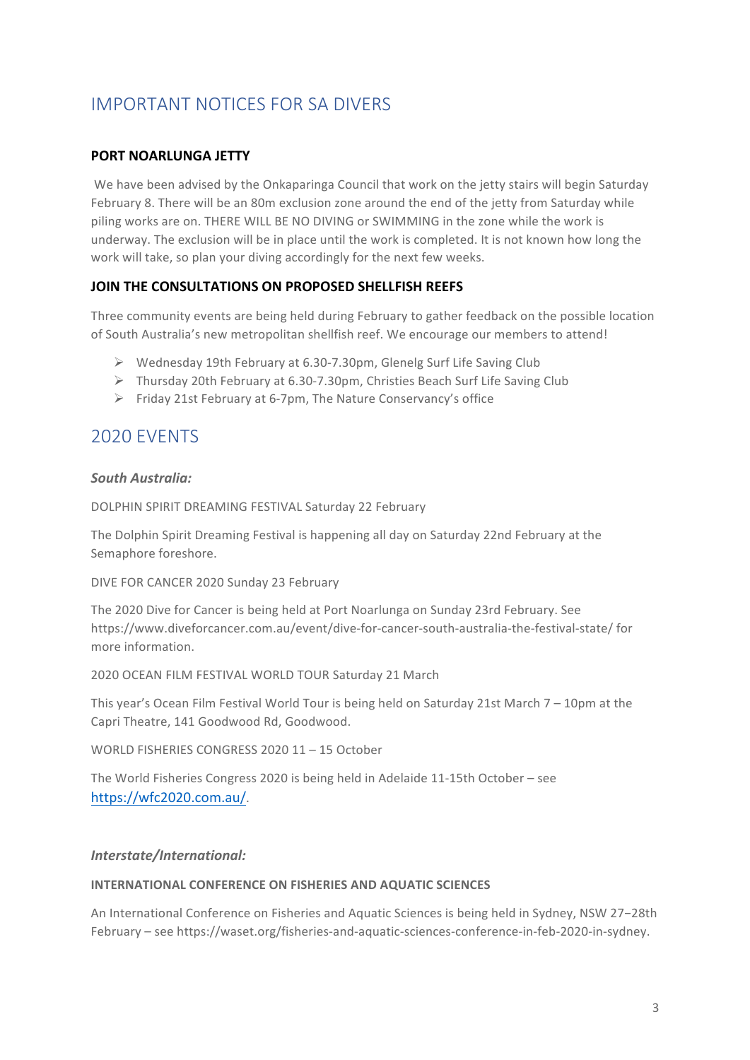# IMPORTANT NOTICES FOR SA DIVERS

### PORT NOARLUNGA JETTY

We have been advised by the Onkaparinga Council that work on the jetty stairs will begin Saturday February 8. There will be an 80m exclusion zone around the end of the jetty from Saturday while piling works are on. THERE WILL BE NO DIVING or SWIMMING in the zone while the work is underway. The exclusion will be in place until the work is completed. It is not known how long the work will take, so plan your diving accordingly for the next few weeks.

### JOIN THE CONSULTATIONS ON PROPOSED SHELLFISH REEFS

Three community events are being held during February to gather feedback on the possible location of South Australia's new metropolitan shellfish reef. We encourage our members to attend!

- Wednesday 19th February at 6.30-7.30pm, Glenelg Surf Life Saving Club
- Thursday 20th February at 6.30-7.30pm, Christies Beach Surf Life Saving Club
- Friday 21st February at 6-7pm, The Nature Conservancy's office

# 2020 EVENTS

### *South Australia:*

DOLPHIN SPIRIT DREAMING FESTIVAL Saturday 22 February

The Dolphin Spirit Dreaming Festival is happening all day on Saturday 22nd February at the Semaphore foreshore.

DIVE FOR CANCER 2020 Sunday 23 February

The 2020 Dive for Cancer is being held at Port Noarlunga on Sunday 23rd February. See https://www.diveforcancer.com.au/event/dive-for-cancer-south-australia-the-festival-state/ for more information.

2020 OCEAN FILM FESTIVAL WORLD TOUR Saturday 21 March

This year's Ocean Film Festival World Tour is being held on Saturday 21st March 7 – 10pm at the Capri Theatre, 141 Goodwood Rd, Goodwood.

WORLD FISHERIES CONGRESS 2020 11 – 15 October

The World Fisheries Congress 2020 is being held in Adelaide 11-15th October – see https://wfc2020.com.au/.

### *Interstate/International:*

#### INTERNATIONAL CONFERENCE ON FISHERIES AND AQUATIC SCIENCES

An International Conference on Fisheries and Aquatic Sciences is being held in Sydney, NSW 27–28th February – see https://waset.org/fisheries-and-aquatic-sciences-conference-in-feb-2020-in-sydney.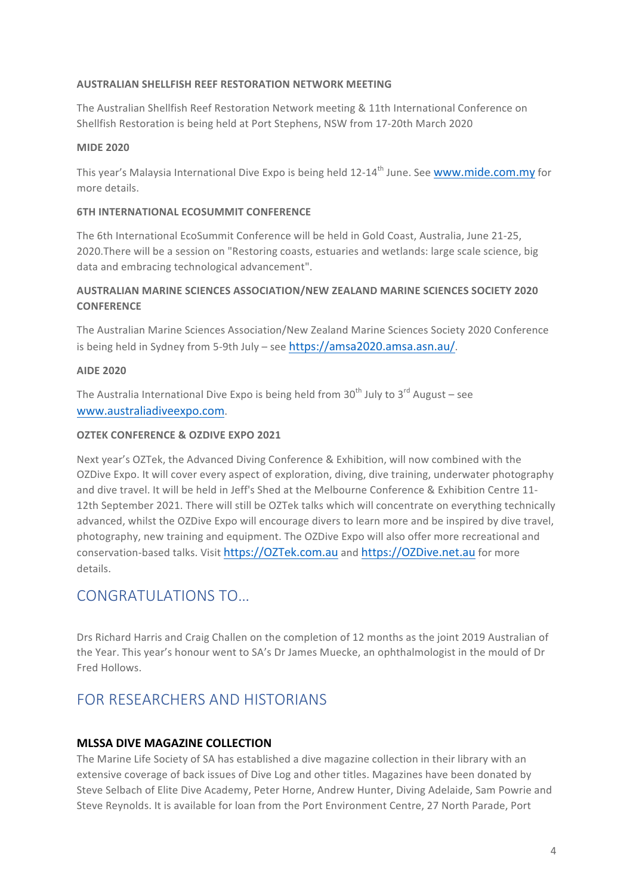#### AUSTRALIAN SHELLFISH REEF RESTORATION NETWORK MEETING

The Australian Shellfish Reef Restoration Network meeting & 11th International Conference on Shellfish Restoration is being held at Port Stephens, NSW from 17-20th March 2020

#### MIDE 2020

This year's Malaysia International Dive Expo is being held 12-14th June. See [www.mide.com.my](http://www.mide.com.my) for more details.

#### 6TH INTERNATIONAL ECOSUMMIT CONFERENCE

The 6th International EcoSummit Conference will be held in Gold Coast, Australia, June 21-25, 2020.There will be a session on "Restoring coasts, estuaries and wetlands: large scale science, big data and embracing technological advancement".

#### AUSTRALIAN MARINE SCIENCES ASSOCIATION/NEW ZEALAND MARINE SCIENCES SOCIETY 2020 CONFERENCE

The Australian Marine Sciences Association/New Zealand Marine Sciences Society 2020 Conference is being held in Sydney from 5-9th July – see [https://amsa2020.amsa.asn.au/](https://amsa2020.amsa.asn.au/).

#### AIDE 2020

The Australia International Dive Expo is being held from 30th July to 3rd August – see [www.australiadiveexpo.com](http://www.australiadiveexpo.com).

#### OZTEK CONFERENCE & OZDIVE EXPO 2021

Next year's OZTek, the Advanced Diving Conference & Exhibition, will now combined with the OZDive Expo. It will cover every aspect of exploration, diving, dive training, underwater photography and dive travel. It will be held in Jeff's Shed at the Melbourne Conference & Exhibition Centre 11-12th September 2021. There will still be OZTek talks which will concentrate on everything technically advanced, whilst the OZDive Expo will encourage divers to learn more and be inspired by dive travel, photography, new training and equipment. The OZDive Expo will also offer more recreational and conservation-based talks. Visit [https://OZTek.com.au](https://OZTek.com.au) and [https://OZDive.net.au](https://OZDive.net.au) for more details.

## CONGRATULATIONS TO…

Drs Richard Harris and Craig Challen on the completion of 12 months as the joint 2019 Australian of the Year. This year's honour went to SA's Dr James Muecke, an ophthalmologist in the mould of Dr Fred Hollows.

## FOR RESEARCHERS AND HISTORIANS

### MLSSA DIVE MAGAZINE COLLECTION

The Marine Life Society of SA has established a dive magazine collection in their library with an extensive coverage of back issues of Dive Log and other titles. Magazines have been donated by Steve Selbach of Elite Dive Academy, Peter Horne, Andrew Hunter, Diving Adelaide, Sam Powrie and Steve Reynolds. It is available for loan from the Port Environment Centre, 27 North Parade, Port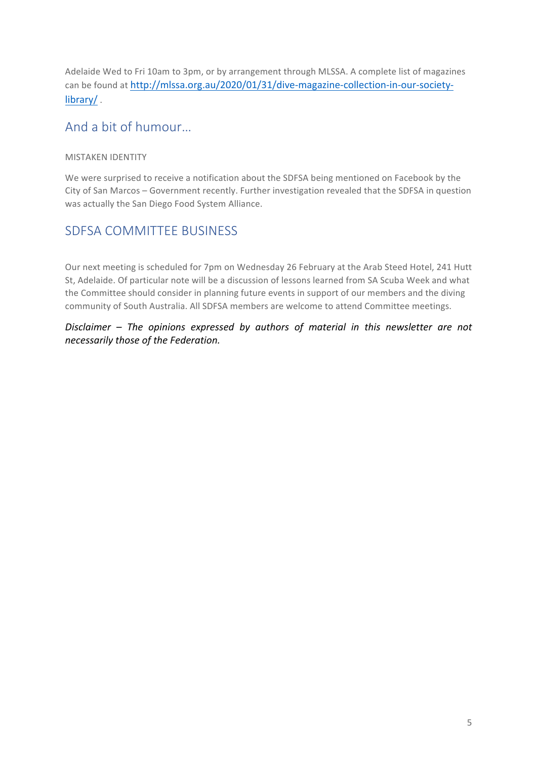Adelaide Wed to Fri 10am to 3pm, or by arrangement through MLSSA. A complete list of magazines can be found at http://mlssa.org.au/2020/01/31/dive-magazine-collection-in-our-society-library/ .

## And a bit of humour…

MISTAKEN IDENTITY

We were surprised to receive a notification about the SDFSA being mentioned on Facebook by the City of San Marcos – Government recently. Further investigation revealed that the SDFSA in question was actually the San Diego Food System Alliance.

## SDFSA COMMITTEE BUSINESS

Our next meeting is scheduled for 7pm on Wednesday 26 February at the Arab Steed Hotel, 241 Hutt St, Adelaide. Of particular note will be a discussion of lessons learned from SA Scuba Week and what the Committee should consider in planning future events in support of our members and the diving community of South Australia. All SDFSA members are welcome to attend Committee meetings.

*Disclaimer – The opinions expressed by authors of material in this newsletter are not necessarily those of the Federation.*